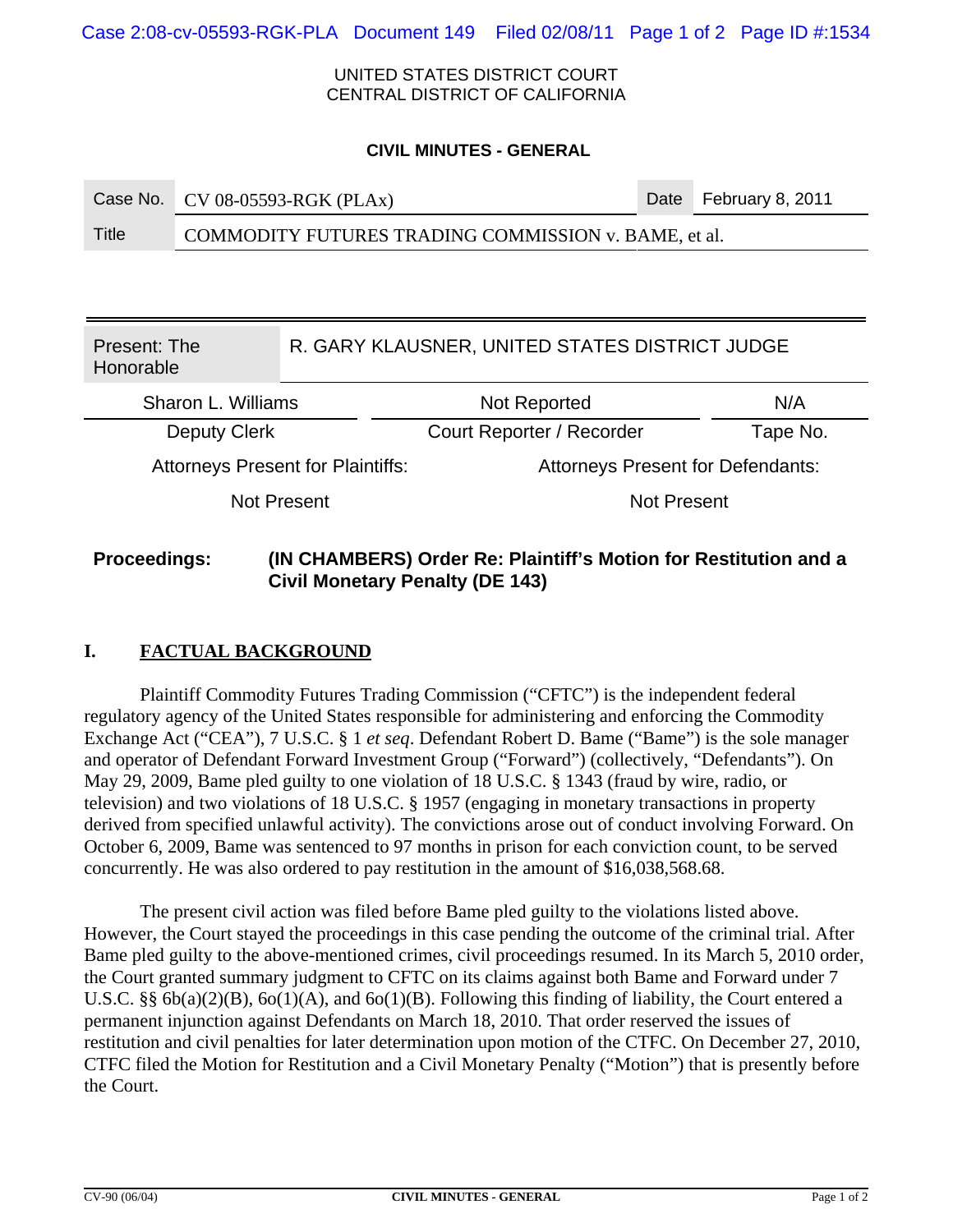UNITED STATES DISTRICT COURT
CENTRAL DISTRICT OF CALIFORNIA

**CIVIL MINUTES - GENERAL**

| Case No. | CV 08-05593-RGK (PLAx) | Date | February 8, 2011 |
|---|---|---|---|
| Title | COMMODITY FUTURES TRADING COMMISSION v. BAME, et al. | | |

| Present: The Honorable | R. GARY KLAUSNER, UNITED STATES DISTRICT JUDGE | |
|---|---|---|
| Sharon L. Williams | Not Reported | N/A |
| Deputy Clerk | Court Reporter / Recorder | Tape No. |

| Attorneys Present for Plaintiffs: | Attorneys Present for Defendants: |
|---|---|
| Not Present | Not Present |

**Proceedings:** **(IN CHAMBERS) Order Re: Plaintiff's Motion for Restitution and a Civil Monetary Penalty (DE 143)**

## I. FACTUAL BACKGROUND

Plaintiff Commodity Futures Trading Commission ("CFTC") is the independent federal regulatory agency of the United States responsible for administering and enforcing the Commodity Exchange Act ("CEA"), 7 U.S.C. § 1 *et seq*. Defendant Robert D. Bame ("Bame") is the sole manager and operator of Defendant Forward Investment Group ("Forward") (collectively, "Defendants"). On May 29, 2009, Bame pled guilty to one violation of 18 U.S.C. § 1343 (fraud by wire, radio, or television) and two violations of 18 U.S.C. § 1957 (engaging in monetary transactions in property derived from specified unlawful activity). The convictions arose out of conduct involving Forward. On October 6, 2009, Bame was sentenced to 97 months in prison for each conviction count, to be served concurrently. He was also ordered to pay restitution in the amount of $16,038,568.68.

The present civil action was filed before Bame pled guilty to the violations listed above. However, the Court stayed the proceedings in this case pending the outcome of the criminal trial. After Bame pled guilty to the above-mentioned crimes, civil proceedings resumed. In its March 5, 2010 order, the Court granted summary judgment to CFTC on its claims against both Bame and Forward under 7 U.S.C. §§ 6b(a)(2)(B), 6o(1)(A), and 6o(1)(B). Following this finding of liability, the Court entered a permanent injunction against Defendants on March 18, 2010. That order reserved the issues of restitution and civil penalties for later determination upon motion of the CTFC. On December 27, 2010, CTFC filed the Motion for Restitution and a Civil Monetary Penalty ("Motion") that is presently before the Court.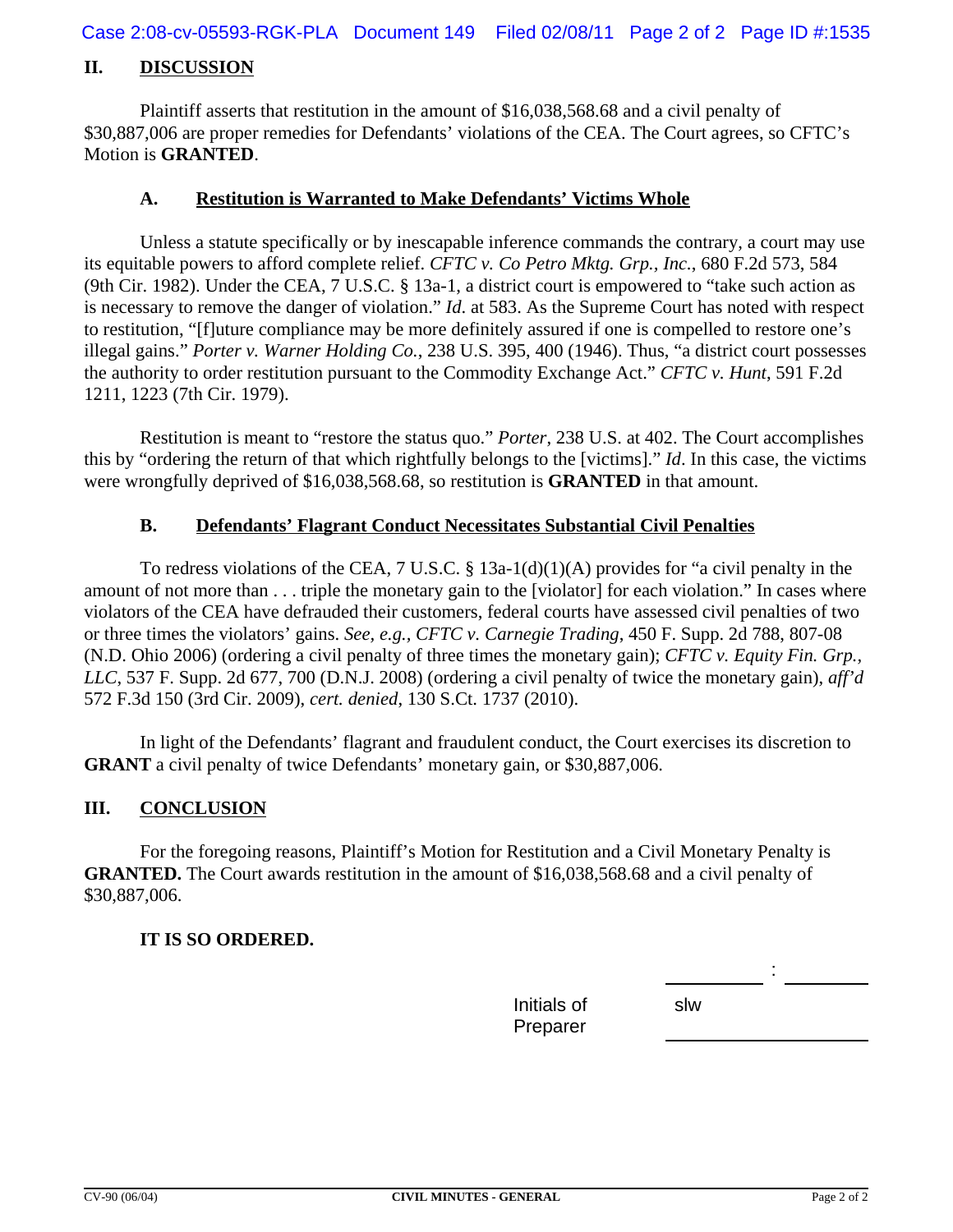## II. DISCUSSION

Plaintiff asserts that restitution in the amount of $16,038,568.68 and a civil penalty of $30,887,006 are proper remedies for Defendants' violations of the CEA. The Court agrees, so CFTC's Motion is **GRANTED**.

### A. Restitution is Warranted to Make Defendants' Victims Whole

Unless a statute specifically or by inescapable inference commands the contrary, a court may use its equitable powers to afford complete relief. *CFTC v. Co Petro Mktg. Grp., Inc.*, 680 F.2d 573, 584 (9th Cir. 1982). Under the CEA, 7 U.S.C. § 13a-1, a district court is empowered to "take such action as is necessary to remove the danger of violation." *Id.* at 583. As the Supreme Court has noted with respect to restitution, "[f]uture compliance may be more definitely assured if one is compelled to restore one's illegal gains." *Porter v. Warner Holding Co.*, 238 U.S. 395, 400 (1946). Thus, "a district court possesses the authority to order restitution pursuant to the Commodity Exchange Act." *CFTC v. Hunt*, 591 F.2d 1211, 1223 (7th Cir. 1979).

Restitution is meant to "restore the status quo." *Porter*, 238 U.S. at 402. The Court accomplishes this by "ordering the return of that which rightfully belongs to the [victims]." *Id*. In this case, the victims were wrongfully deprived of $16,038,568.68, so restitution is **GRANTED** in that amount.

### B. Defendants' Flagrant Conduct Necessitates Substantial Civil Penalties

To redress violations of the CEA, 7 U.S.C. § 13a-1(d)(1)(A) provides for "a civil penalty in the amount of not more than . . . triple the monetary gain to the [violator] for each violation." In cases where violators of the CEA have defrauded their customers, federal courts have assessed civil penalties of two or three times the violators' gains. *See, e.g., CFTC v. Carnegie Trading*, 450 F. Supp. 2d 788, 807-08 (N.D. Ohio 2006) (ordering a civil penalty of three times the monetary gain); *CFTC v. Equity Fin. Grp., LLC*, 537 F. Supp. 2d 677, 700 (D.N.J. 2008) (ordering a civil penalty of twice the monetary gain), *aff'd* 572 F.3d 150 (3rd Cir. 2009), *cert. denied*, 130 S.Ct. 1737 (2010).

In light of the Defendants' flagrant and fraudulent conduct, the Court exercises its discretion to **GRANT** a civil penalty of twice Defendants' monetary gain, or $30,887,006.

## III. CONCLUSION

For the foregoing reasons, Plaintiff's Motion for Restitution and a Civil Monetary Penalty is **GRANTED.** The Court awards restitution in the amount of $16,038,568.68 and a civil penalty of $30,887,006.

**IT IS SO ORDERED.**

:

Initials of Preparer slw